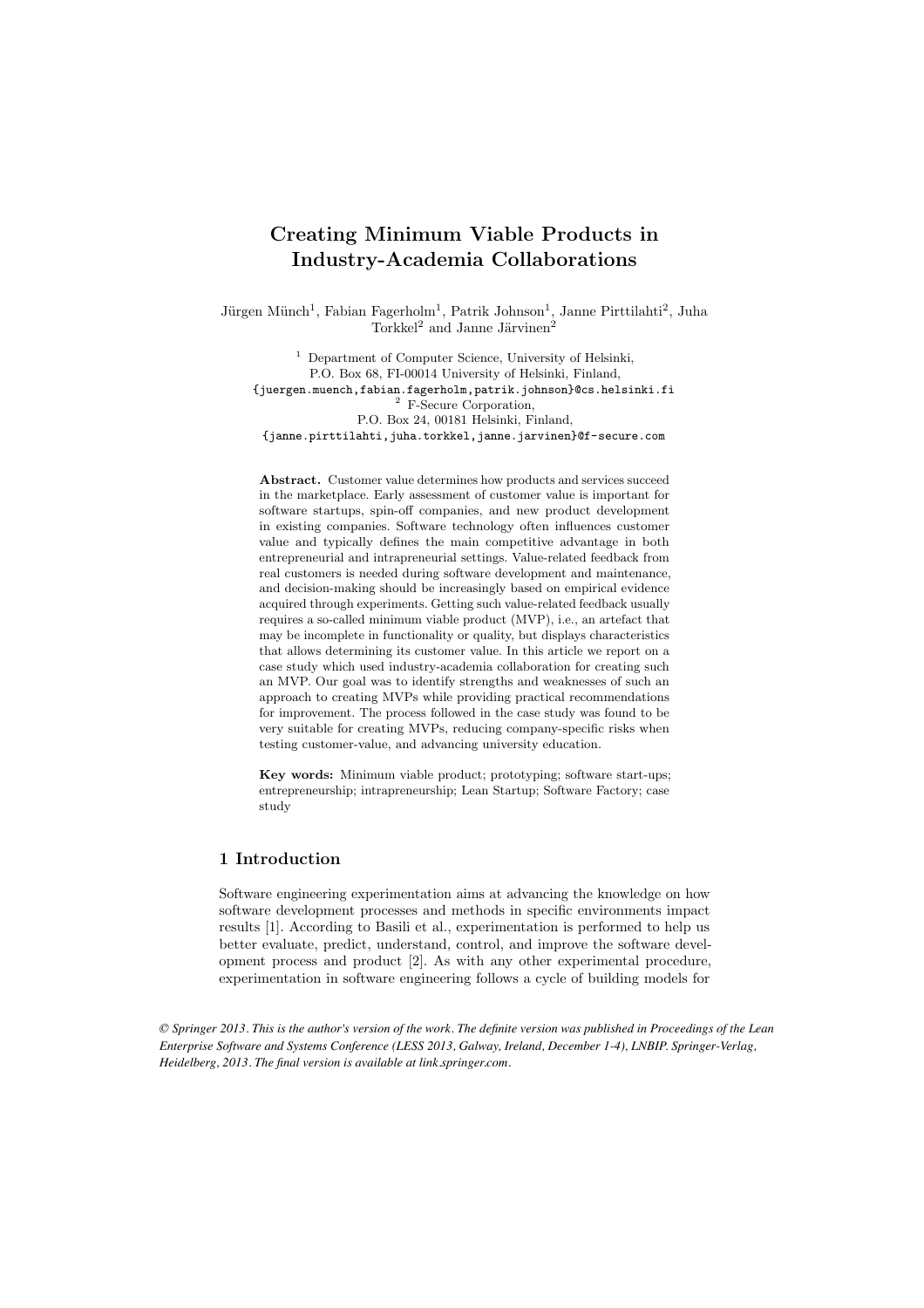# Creating Minimum Viable Products in Industry-Academia Collaborations

Jürgen Münch[1], Fabian Fagerholm[1], Patrik Johnson[1], Janne Pirttilahti[2], Juha Torkkel[2] and Janne Järvinen[2]

[1] Department of Computer Science, University of Helsinki,
P.O. Box 68, FI-00014 University of Helsinki, Finland,
{juergen.muench,fabian.fagerholm,patrik.johnson}@cs.helsinki.fi

[2] F-Secure Corporation,
P.O. Box 24, 00181 Helsinki, Finland,
{janne.pirttilahti,juha.torkkel,janne.jarvinen}@f-secure.com

**Abstract.** Customer value determines how products and services succeed in the marketplace. Early assessment of customer value is important for software startups, spin-off companies, and new product development in existing companies. Software technology often influences customer value and typically defines the main competitive advantage in both entrepreneurial and intrapreneurial settings. Value-related feedback from real customers is needed during software development and maintenance, and decision-making should be increasingly based on empirical evidence acquired through experiments. Getting such value-related feedback usually requires a so-called minimum viable product (MVP), i.e., an artefact that may be incomplete in functionality or quality, but displays characteristics that allows determining its customer value. In this article we report on a case study which used industry-academia collaboration for creating such an MVP. Our goal was to identify strengths and weaknesses of such an approach to creating MVPs while providing practical recommendations for improvement. The process followed in the case study was found to be very suitable for creating MVPs, reducing company-specific risks when testing customer-value, and advancing university education.

**Key words:** Minimum viable product; prototyping; software start-ups; entrepreneurship; intrapreneurship; Lean Startup; Software Factory; case study

## 1 Introduction

Software engineering experimentation aims at advancing the knowledge on how software development processes and methods in specific environments impact results [1]. According to Basili et al., experimentation is performed to help us better evaluate, predict, understand, control, and improve the software development process and product [2]. As with any other experimental procedure, experimentation in software engineering follows a cycle of building models for

*© Springer 2013. This is the author's version of the work. The definite version was published in Proceedings of the Lean Enterprise Software and Systems Conference (LESS 2013, Galway, Ireland, December 1-4), LNBIP. Springer-Verlag, Heidelberg, 2013. The final version is available at link.springer.com.*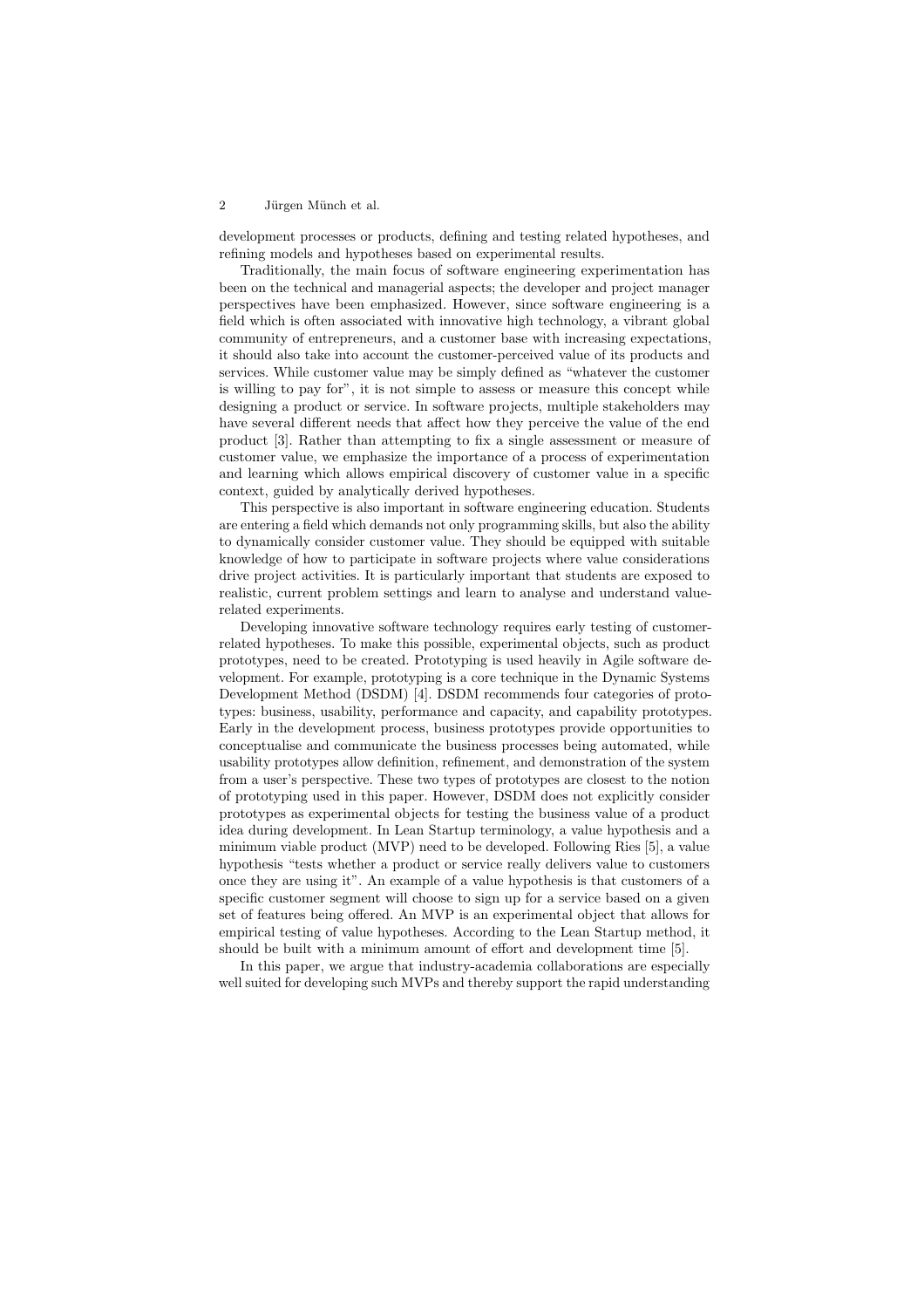development processes or products, defining and testing related hypotheses, and refining models and hypotheses based on experimental results.

Traditionally, the main focus of software engineering experimentation has been on the technical and managerial aspects; the developer and project manager perspectives have been emphasized. However, since software engineering is a field which is often associated with innovative high technology, a vibrant global community of entrepreneurs, and a customer base with increasing expectations, it should also take into account the customer-perceived value of its products and services. While customer value may be simply defined as "whatever the customer is willing to pay for", it is not simple to assess or measure this concept while designing a product or service. In software projects, multiple stakeholders may have several different needs that affect how they perceive the value of the end product [3]. Rather than attempting to fix a single assessment or measure of customer value, we emphasize the importance of a process of experimentation and learning which allows empirical discovery of customer value in a specific context, guided by analytically derived hypotheses.

This perspective is also important in software engineering education. Students are entering a field which demands not only programming skills, but also the ability to dynamically consider customer value. They should be equipped with suitable knowledge of how to participate in software projects where value considerations drive project activities. It is particularly important that students are exposed to realistic, current problem settings and learn to analyse and understand value-related experiments.

Developing innovative software technology requires early testing of customer-related hypotheses. To make this possible, experimental objects, such as product prototypes, need to be created. Prototyping is used heavily in Agile software development. For example, prototyping is a core technique in the Dynamic Systems Development Method (DSDM) [4]. DSDM recommends four categories of prototypes: business, usability, performance and capacity, and capability prototypes. Early in the development process, business prototypes provide opportunities to conceptualise and communicate the business processes being automated, while usability prototypes allow definition, refinement, and demonstration of the system from a user's perspective. These two types of prototypes are closest to the notion of prototyping used in this paper. However, DSDM does not explicitly consider prototypes as experimental objects for testing the business value of a product idea during development. In Lean Startup terminology, a value hypothesis and a minimum viable product (MVP) need to be developed. Following Ries [5], a value hypothesis "tests whether a product or service really delivers value to customers once they are using it". An example of a value hypothesis is that customers of a specific customer segment will choose to sign up for a service based on a given set of features being offered. An MVP is an experimental object that allows for empirical testing of value hypotheses. According to the Lean Startup method, it should be built with a minimum amount of effort and development time [5].

In this paper, we argue that industry-academia collaborations are especially well suited for developing such MVPs and thereby support the rapid understanding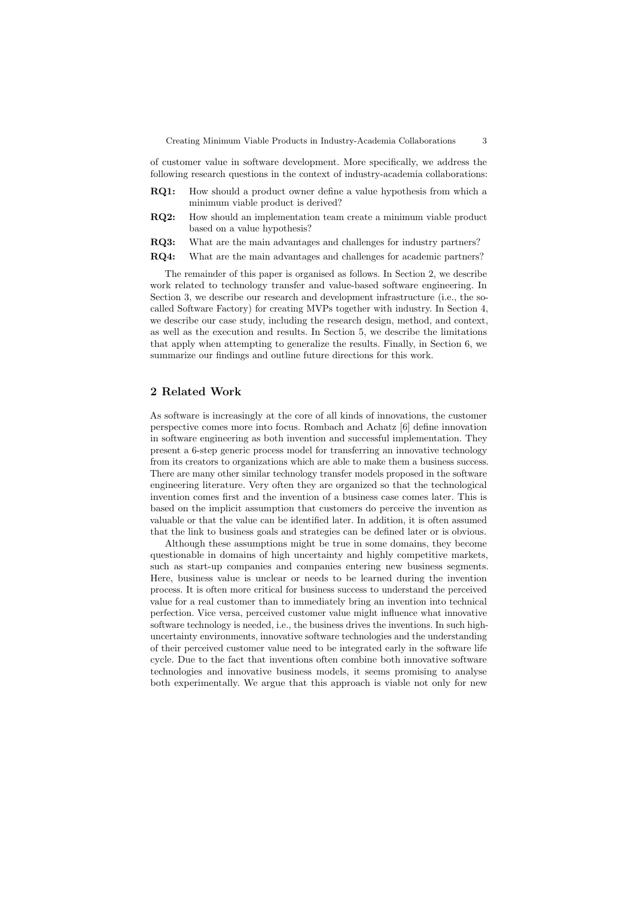of customer value in software development. More specifically, we address the following research questions in the context of industry-academia collaborations:

**RQ1:** How should a product owner define a value hypothesis from which a minimum viable product is derived?

**RQ2:** How should an implementation team create a minimum viable product based on a value hypothesis?

**RQ3:** What are the main advantages and challenges for industry partners?

**RQ4:** What are the main advantages and challenges for academic partners?

The remainder of this paper is organised as follows. In Section 2, we describe work related to technology transfer and value-based software engineering. In Section 3, we describe our research and development infrastructure (i.e., the so-called Software Factory) for creating MVPs together with industry. In Section 4, we describe our case study, including the research design, method, and context, as well as the execution and results. In Section 5, we describe the limitations that apply when attempting to generalize the results. Finally, in Section 6, we summarize our findings and outline future directions for this work.

## 2 Related Work

As software is increasingly at the core of all kinds of innovations, the customer perspective comes more into focus. Rombach and Achatz [6] define innovation in software engineering as both invention and successful implementation. They present a 6-step generic process model for transferring an innovative technology from its creators to organizations which are able to make them a business success. There are many other similar technology transfer models proposed in the software engineering literature. Very often they are organized so that the technological invention comes first and the invention of a business case comes later. This is based on the implicit assumption that customers do perceive the invention as valuable or that the value can be identified later. In addition, it is often assumed that the link to business goals and strategies can be defined later or is obvious.

Although these assumptions might be true in some domains, they become questionable in domains of high uncertainty and highly competitive markets, such as start-up companies and companies entering new business segments. Here, business value is unclear or needs to be learned during the invention process. It is often more critical for business success to understand the perceived value for a real customer than to immediately bring an invention into technical perfection. Vice versa, perceived customer value might influence what innovative software technology is needed, i.e., the business drives the inventions. In such high-uncertainty environments, innovative software technologies and the understanding of their perceived customer value need to be integrated early in the software life cycle. Due to the fact that inventions often combine both innovative software technologies and innovative business models, it seems promising to analyse both experimentally. We argue that this approach is viable not only for new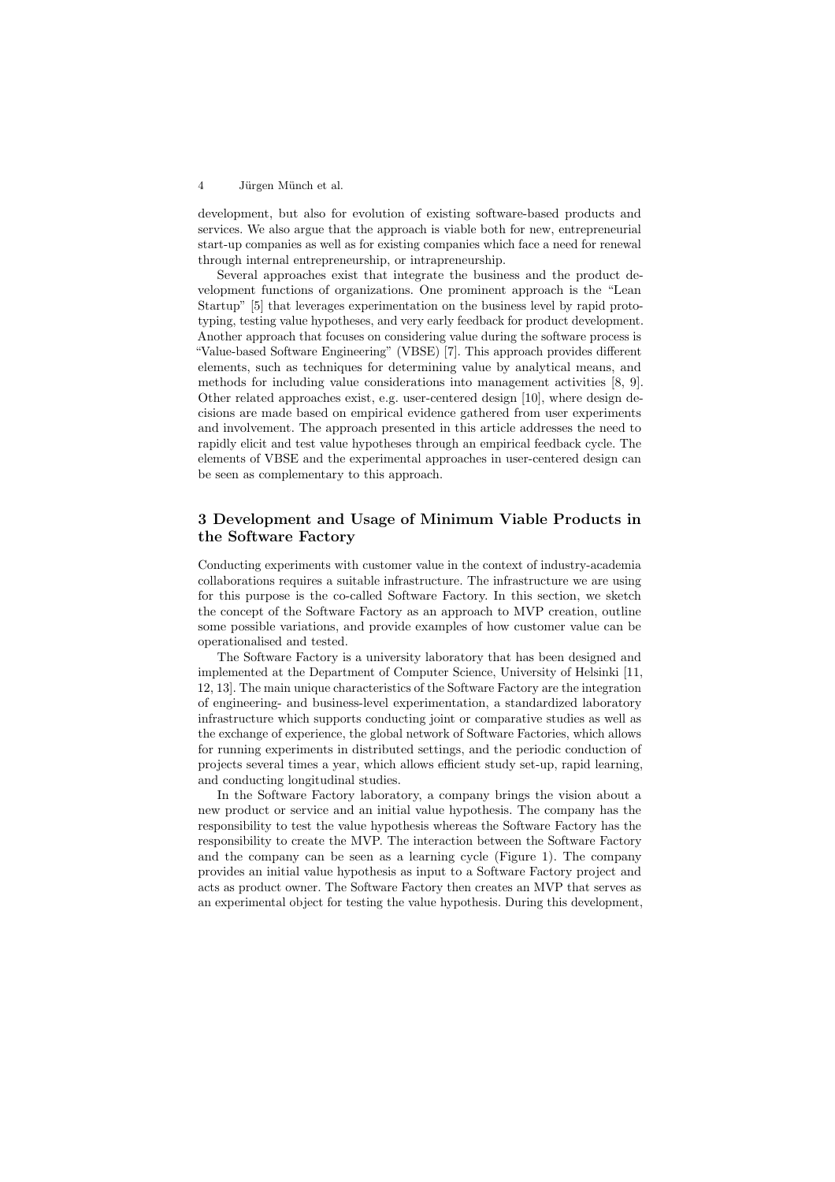development, but also for evolution of existing software-based products and services. We also argue that the approach is viable both for new, entrepreneurial start-up companies as well as for existing companies which face a need for renewal through internal entrepreneurship, or intrapreneurship.

Several approaches exist that integrate the business and the product development functions of organizations. One prominent approach is the "Lean Startup" [5] that leverages experimentation on the business level by rapid prototyping, testing value hypotheses, and very early feedback for product development. Another approach that focuses on considering value during the software process is "Value-based Software Engineering" (VBSE) [7]. This approach provides different elements, such as techniques for determining value by analytical means, and methods for including value considerations into management activities [8, 9]. Other related approaches exist, e.g. user-centered design [10], where design decisions are made based on empirical evidence gathered from user experiments and involvement. The approach presented in this article addresses the need to rapidly elicit and test value hypotheses through an empirical feedback cycle. The elements of VBSE and the experimental approaches in user-centered design can be seen as complementary to this approach.

## 3 Development and Usage of Minimum Viable Products in the Software Factory

Conducting experiments with customer value in the context of industry-academia collaborations requires a suitable infrastructure. The infrastructure we are using for this purpose is the co-called Software Factory. In this section, we sketch the concept of the Software Factory as an approach to MVP creation, outline some possible variations, and provide examples of how customer value can be operationalised and tested.

The Software Factory is a university laboratory that has been designed and implemented at the Department of Computer Science, University of Helsinki [11, 12, 13]. The main unique characteristics of the Software Factory are the integration of engineering- and business-level experimentation, a standardized laboratory infrastructure which supports conducting joint or comparative studies as well as the exchange of experience, the global network of Software Factories, which allows for running experiments in distributed settings, and the periodic conduction of projects several times a year, which allows efficient study set-up, rapid learning, and conducting longitudinal studies.

In the Software Factory laboratory, a company brings the vision about a new product or service and an initial value hypothesis. The company has the responsibility to test the value hypothesis whereas the Software Factory has the responsibility to create the MVP. The interaction between the Software Factory and the company can be seen as a learning cycle (Figure 1). The company provides an initial value hypothesis as input to a Software Factory project and acts as product owner. The Software Factory then creates an MVP that serves as an experimental object for testing the value hypothesis. During this development,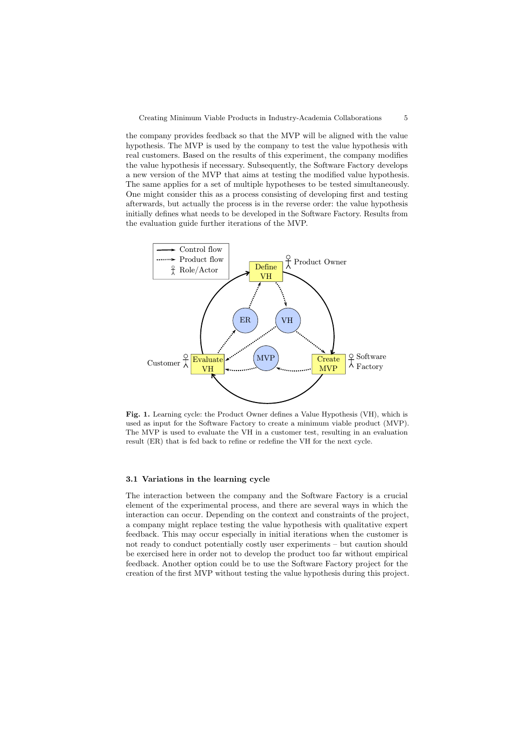the company provides feedback so that the MVP will be aligned with the value hypothesis. The MVP is used by the company to test the value hypothesis with real customers. Based on the results of this experiment, the company modifies the value hypothesis if necessary. Subsequently, the Software Factory develops a new version of the MVP that aims at testing the modified value hypothesis. The same applies for a set of multiple hypotheses to be tested simultaneously. One might consider this as a process consisting of developing first and testing afterwards, but actually the process is in the reverse order: the value hypothesis initially defines what needs to be developed in the Software Factory. Results from the evaluation guide further iterations of the MVP.

Control flow
Product flow
Role/Actor
Define VH
Product Owner
ER
VH
MVP
Customer
Evaluate VH
Create MVP
Software Factory

**Fig. 1.** Learning cycle: the Product Owner defines a Value Hypothesis (VH), which is used as input for the Software Factory to create a minimum viable product (MVP). The MVP is used to evaluate the VH in a customer test, resulting in an evaluation result (ER) that is fed back to refine or redefine the VH for the next cycle.

### 3.1 Variations in the learning cycle

The interaction between the company and the Software Factory is a crucial element of the experimental process, and there are several ways in which the interaction can occur. Depending on the context and constraints of the project, a company might replace testing the value hypothesis with qualitative expert feedback. This may occur especially in initial iterations when the customer is not ready to conduct potentially costly user experiments – but caution should be exercised here in order not to develop the product too far without empirical feedback. Another option could be to use the Software Factory project for the creation of the first MVP without testing the value hypothesis during this project.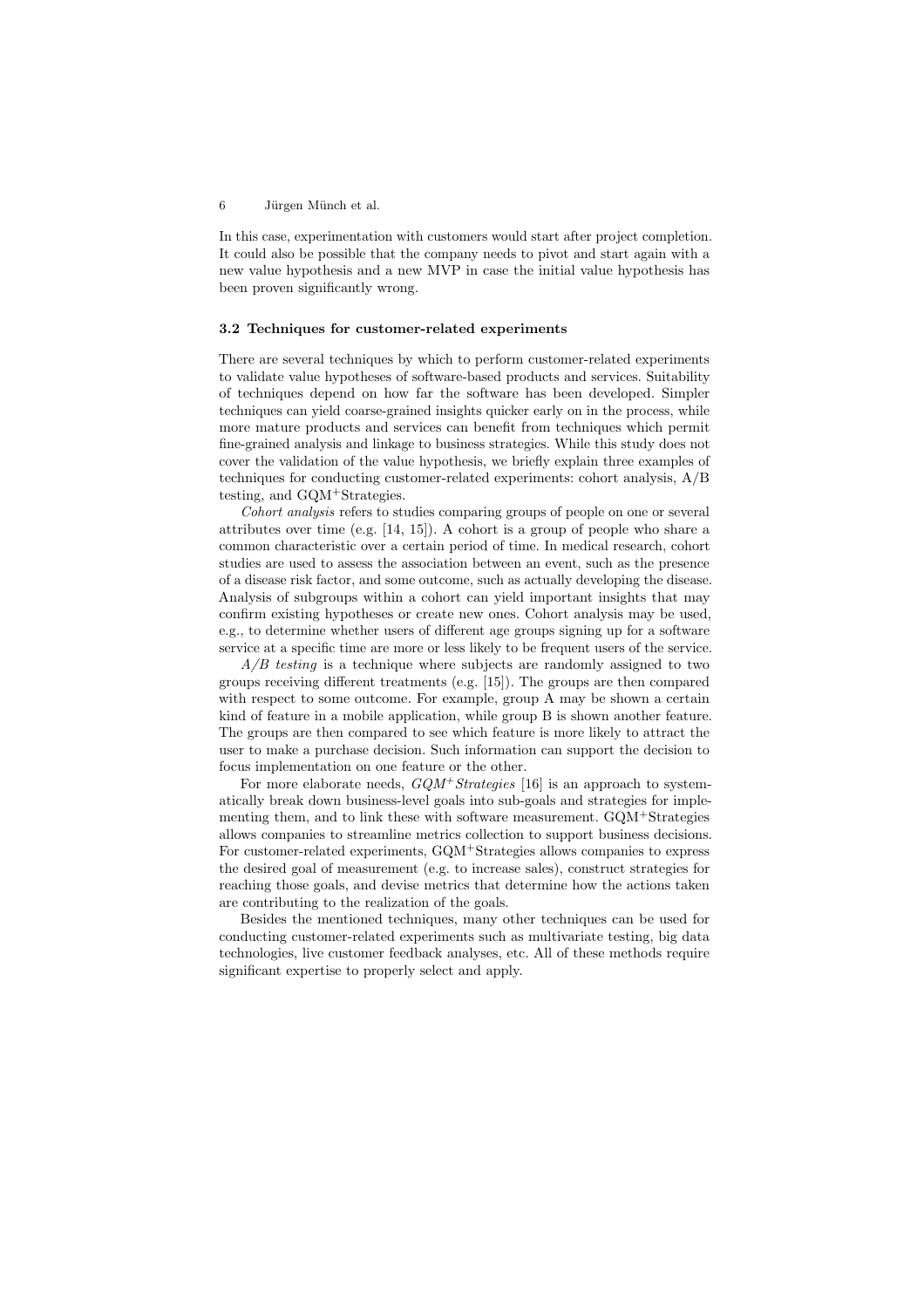In this case, experimentation with customers would start after project completion. It could also be possible that the company needs to pivot and start again with a new value hypothesis and a new MVP in case the initial value hypothesis has been proven significantly wrong.

### 3.2 Techniques for customer-related experiments

There are several techniques by which to perform customer-related experiments to validate value hypotheses of software-based products and services. Suitability of techniques depend on how far the software has been developed. Simpler techniques can yield coarse-grained insights quicker early on in the process, while more mature products and services can benefit from techniques which permit fine-grained analysis and linkage to business strategies. While this study does not cover the validation of the value hypothesis, we briefly explain three examples of techniques for conducting customer-related experiments: cohort analysis, A/B testing, and $\text{GQM}^{+}$Strategies.

*Cohort analysis* refers to studies comparing groups of people on one or several attributes over time (e.g. [14, 15]). A cohort is a group of people who share a common characteristic over a certain period of time. In medical research, cohort studies are used to assess the association between an event, such as the presence of a disease risk factor, and some outcome, such as actually developing the disease. Analysis of subgroups within a cohort can yield important insights that may confirm existing hypotheses or create new ones. Cohort analysis may be used, e.g., to determine whether users of different age groups signing up for a software service at a specific time are more or less likely to be frequent users of the service.

*A/B testing* is a technique where subjects are randomly assigned to two groups receiving different treatments (e.g. [15]). The groups are then compared with respect to some outcome. For example, group A may be shown a certain kind of feature in a mobile application, while group B is shown another feature. The groups are then compared to see which feature is more likely to attract the user to make a purchase decision. Such information can support the decision to focus implementation on one feature or the other.

For more elaborate needs, *$\text{GQM}^{+}$Strategies* [16] is an approach to systematically break down business-level goals into sub-goals and strategies for implementing them, and to link these with software measurement. $\text{GQM}^{+}$Strategies allows companies to streamline metrics collection to support business decisions. For customer-related experiments, $\text{GQM}^{+}$Strategies allows companies to express the desired goal of measurement (e.g. to increase sales), construct strategies for reaching those goals, and devise metrics that determine how the actions taken are contributing to the realization of the goals.

Besides the mentioned techniques, many other techniques can be used for conducting customer-related experiments such as multivariate testing, big data technologies, live customer feedback analyses, etc. All of these methods require significant expertise to properly select and apply.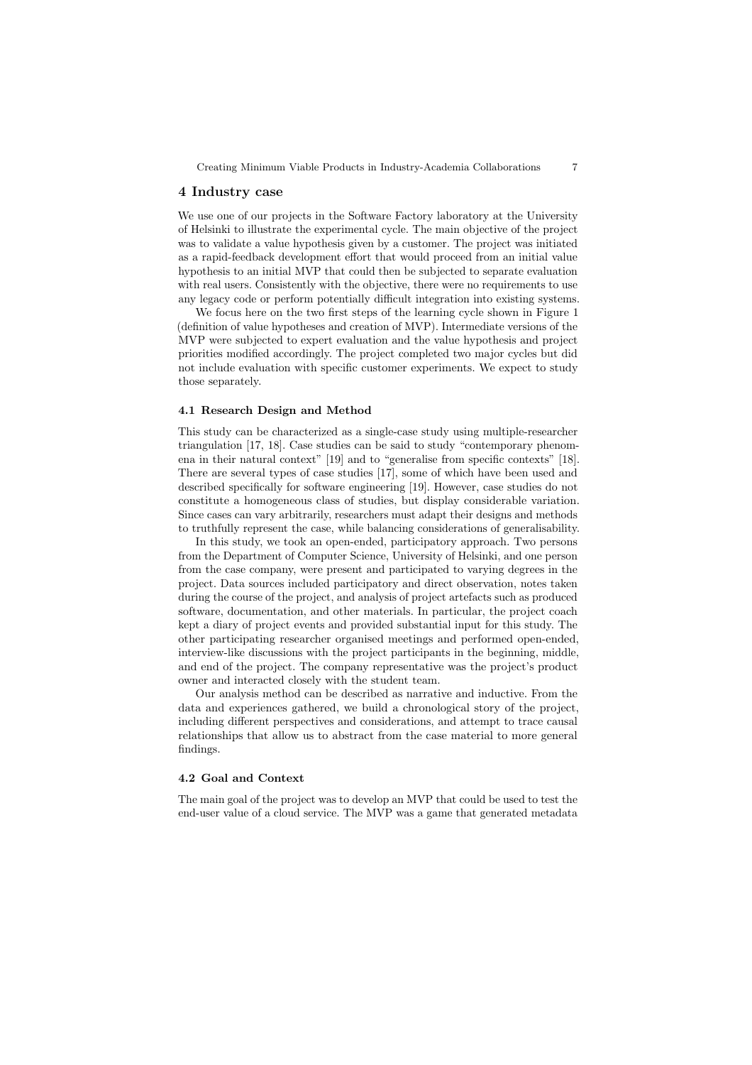## 4 Industry case

We use one of our projects in the Software Factory laboratory at the University of Helsinki to illustrate the experimental cycle. The main objective of the project was to validate a value hypothesis given by a customer. The project was initiated as a rapid-feedback development effort that would proceed from an initial value hypothesis to an initial MVP that could then be subjected to separate evaluation with real users. Consistently with the objective, there were no requirements to use any legacy code or perform potentially difficult integration into existing systems.

We focus here on the two first steps of the learning cycle shown in Figure 1 (definition of value hypotheses and creation of MVP). Intermediate versions of the MVP were subjected to expert evaluation and the value hypothesis and project priorities modified accordingly. The project completed two major cycles but did not include evaluation with specific customer experiments. We expect to study those separately.

### 4.1 Research Design and Method

This study can be characterized as a single-case study using multiple-researcher triangulation [17, 18]. Case studies can be said to study "contemporary phenomena in their natural context" [19] and to "generalise from specific contexts" [18]. There are several types of case studies [17], some of which have been used and described specifically for software engineering [19]. However, case studies do not constitute a homogeneous class of studies, but display considerable variation. Since cases can vary arbitrarily, researchers must adapt their designs and methods to truthfully represent the case, while balancing considerations of generalisability.

In this study, we took an open-ended, participatory approach. Two persons from the Department of Computer Science, University of Helsinki, and one person from the case company, were present and participated to varying degrees in the project. Data sources included participatory and direct observation, notes taken during the course of the project, and analysis of project artefacts such as produced software, documentation, and other materials. In particular, the project coach kept a diary of project events and provided substantial input for this study. The other participating researcher organised meetings and performed open-ended, interview-like discussions with the project participants in the beginning, middle, and end of the project. The company representative was the project's product owner and interacted closely with the student team.

Our analysis method can be described as narrative and inductive. From the data and experiences gathered, we build a chronological story of the project, including different perspectives and considerations, and attempt to trace causal relationships that allow us to abstract from the case material to more general findings.

### 4.2 Goal and Context

The main goal of the project was to develop an MVP that could be used to test the end-user value of a cloud service. The MVP was a game that generated metadata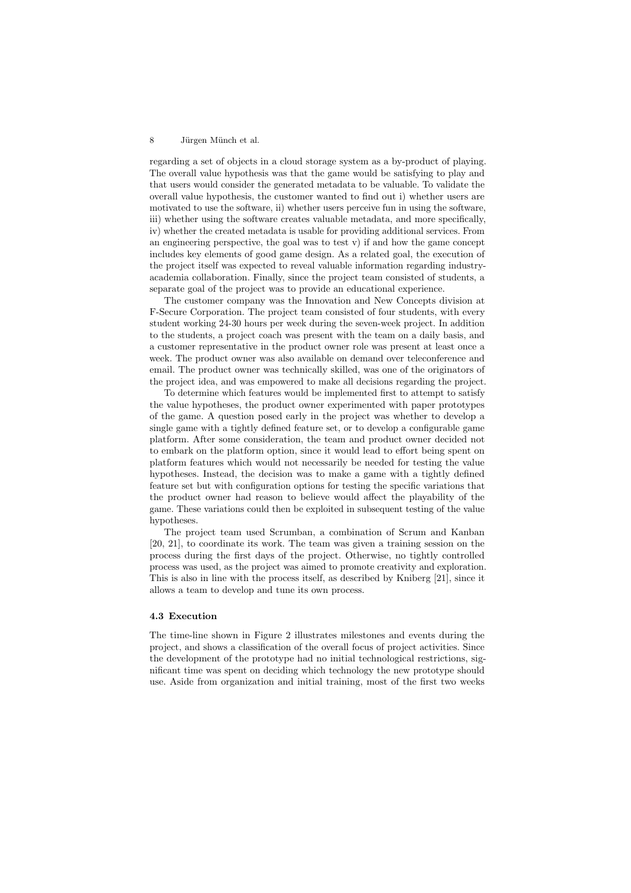regarding a set of objects in a cloud storage system as a by-product of playing. The overall value hypothesis was that the game would be satisfying to play and that users would consider the generated metadata to be valuable. To validate the overall value hypothesis, the customer wanted to find out i) whether users are motivated to use the software, ii) whether users perceive fun in using the software, iii) whether using the software creates valuable metadata, and more specifically, iv) whether the created metadata is usable for providing additional services. From an engineering perspective, the goal was to test v) if and how the game concept includes key elements of good game design. As a related goal, the execution of the project itself was expected to reveal valuable information regarding industry-academia collaboration. Finally, since the project team consisted of students, a separate goal of the project was to provide an educational experience.

The customer company was the Innovation and New Concepts division at F-Secure Corporation. The project team consisted of four students, with every student working 24-30 hours per week during the seven-week project. In addition to the students, a project coach was present with the team on a daily basis, and a customer representative in the product owner role was present at least once a week. The product owner was also available on demand over teleconference and email. The product owner was technically skilled, was one of the originators of the project idea, and was empowered to make all decisions regarding the project.

To determine which features would be implemented first to attempt to satisfy the value hypotheses, the product owner experimented with paper prototypes of the game. A question posed early in the project was whether to develop a single game with a tightly defined feature set, or to develop a configurable game platform. After some consideration, the team and product owner decided not to embark on the platform option, since it would lead to effort being spent on platform features which would not necessarily be needed for testing the value hypotheses. Instead, the decision was to make a game with a tightly defined feature set but with configuration options for testing the specific variations that the product owner had reason to believe would affect the playability of the game. These variations could then be exploited in subsequent testing of the value hypotheses.

The project team used Scrumban, a combination of Scrum and Kanban [20, 21], to coordinate its work. The team was given a training session on the process during the first days of the project. Otherwise, no tightly controlled process was used, as the project was aimed to promote creativity and exploration. This is also in line with the process itself, as described by Kniberg [21], since it allows a team to develop and tune its own process.

### 4.3 Execution

The time-line shown in Figure 2 illustrates milestones and events during the project, and shows a classification of the overall focus of project activities. Since the development of the prototype had no initial technological restrictions, significant time was spent on deciding which technology the new prototype should use. Aside from organization and initial training, most of the first two weeks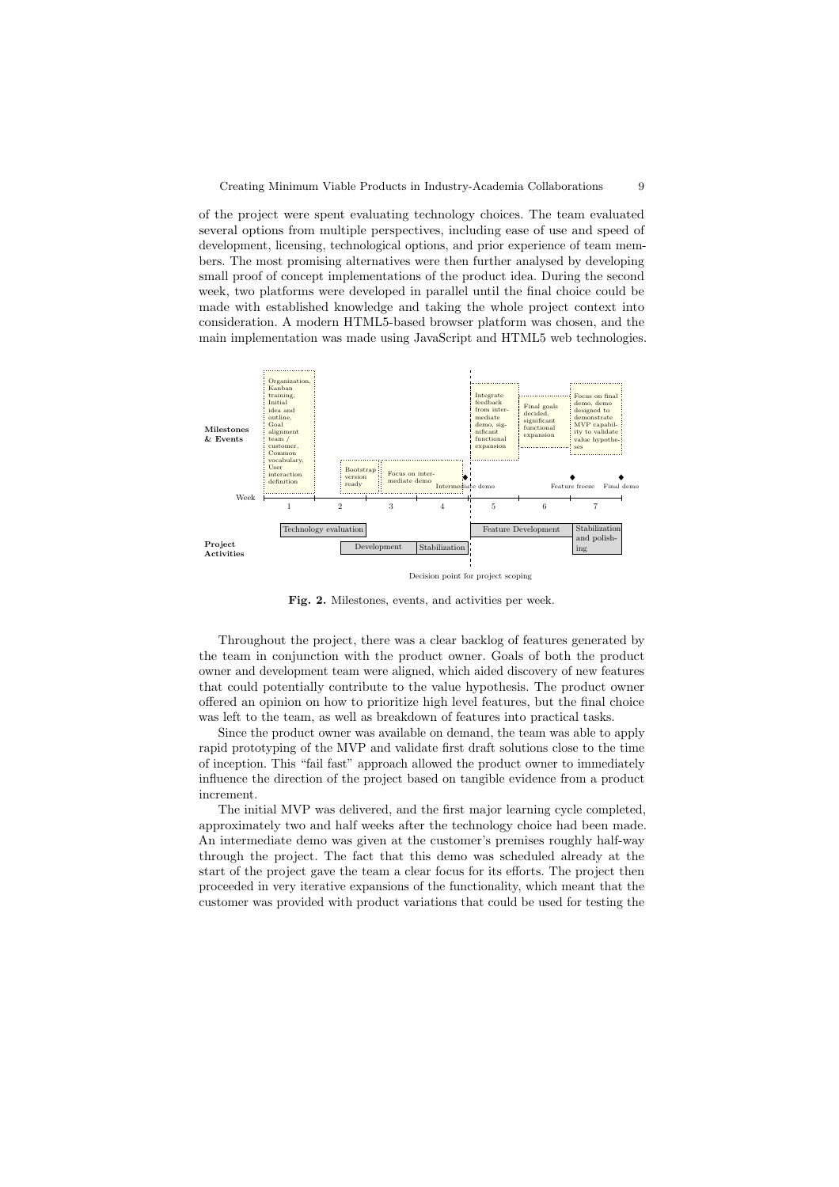of the project were spent evaluating technology choices. The team evaluated several options from multiple perspectives, including ease of use and speed of development, licensing, technological options, and prior experience of team members. The most promising alternatives were then further analysed by developing small proof of concept implementations of the product idea. During the second week, two platforms were developed in parallel until the final choice could be made with established knowledge and taking the whole project context into consideration. A modern HTML5-based browser platform was chosen, and the main implementation was made using JavaScript and HTML5 web technologies.

Milestones & Events

Organization, Kanban training, Initial idea and outline, Goal alignment team / customer, Common vocabulary, User interaction definition

Bootstrap version ready

Focus on intermediate demo

Intermediate demo

Integrate feedback from intermediate demo, significant functional expansion

Final goals decided, significant functional expansion

Focus on final demo, demo designed to demonstrate MVP capability to validate value hypotheses

Feature freeze

Final demo

Week 1 2 3 4 5 6 7

Project Activities

Technology evaluation

Development

Stabilization

Feature Development

Stabilization and polishing

Decision point for project scoping

**Fig. 2.** Milestones, events, and activities per week.

Throughout the project, there was a clear backlog of features generated by the team in conjunction with the product owner. Goals of both the product owner and development team were aligned, which aided discovery of new features that could potentially contribute to the value hypothesis. The product owner offered an opinion on how to prioritize high level features, but the final choice was left to the team, as well as breakdown of features into practical tasks.

Since the product owner was available on demand, the team was able to apply rapid prototyping of the MVP and validate first draft solutions close to the time of inception. This "fail fast" approach allowed the product owner to immediately influence the direction of the project based on tangible evidence from a product increment.

The initial MVP was delivered, and the first major learning cycle completed, approximately two and half weeks after the technology choice had been made. An intermediate demo was given at the customer's premises roughly half-way through the project. The fact that this demo was scheduled already at the start of the project gave the team a clear focus for its efforts. The project then proceeded in very iterative expansions of the functionality, which meant that the customer was provided with product variations that could be used for testing the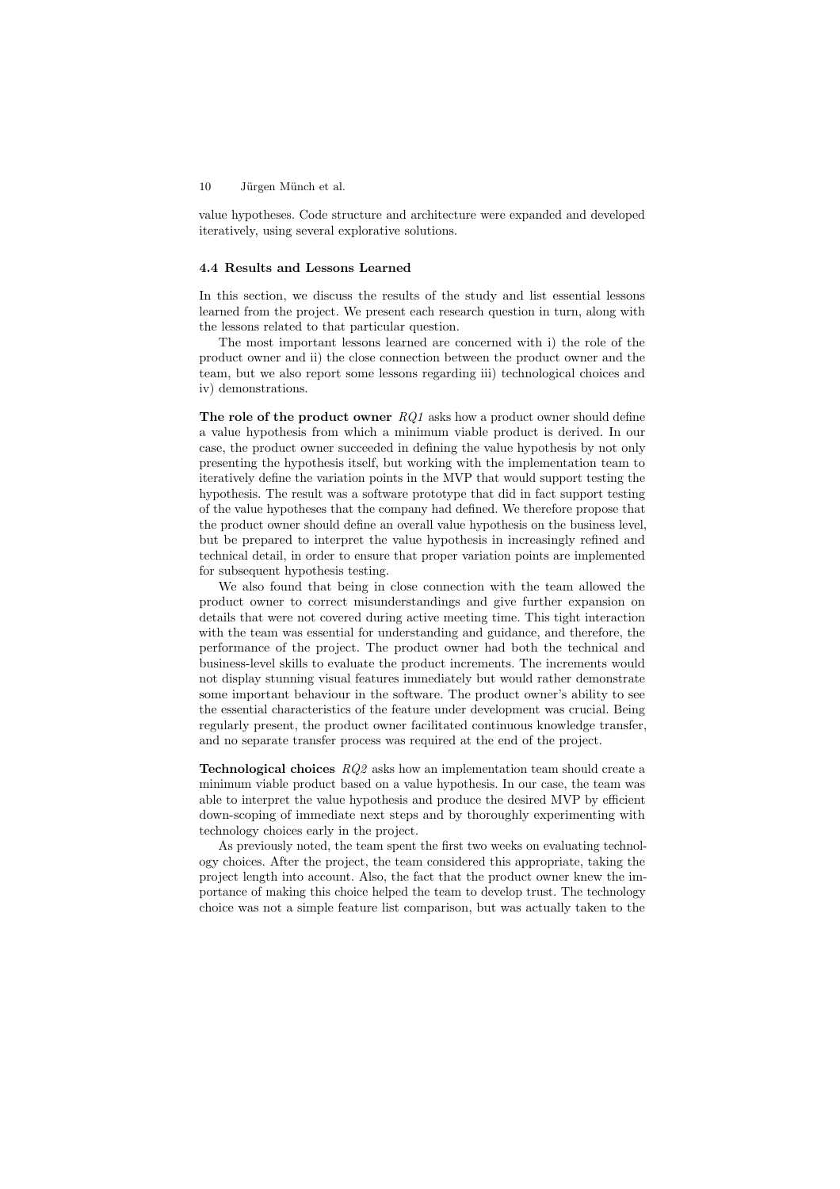value hypotheses. Code structure and architecture were expanded and developed iteratively, using several explorative solutions.

### 4.4 Results and Lessons Learned

In this section, we discuss the results of the study and list essential lessons learned from the project. We present each research question in turn, along with the lessons related to that particular question.

The most important lessons learned are concerned with i) the role of the product owner and ii) the close connection between the product owner and the team, but we also report some lessons regarding iii) technological choices and iv) demonstrations.

**The role of the product owner** *RQ1* asks how a product owner should define a value hypothesis from which a minimum viable product is derived. In our case, the product owner succeeded in defining the value hypothesis by not only presenting the hypothesis itself, but working with the implementation team to iteratively define the variation points in the MVP that would support testing the hypothesis. The result was a software prototype that did in fact support testing of the value hypotheses that the company had defined. We therefore propose that the product owner should define an overall value hypothesis on the business level, but be prepared to interpret the value hypothesis in increasingly refined and technical detail, in order to ensure that proper variation points are implemented for subsequent hypothesis testing.

We also found that being in close connection with the team allowed the product owner to correct misunderstandings and give further expansion on details that were not covered during active meeting time. This tight interaction with the team was essential for understanding and guidance, and therefore, the performance of the project. The product owner had both the technical and business-level skills to evaluate the product increments. The increments would not display stunning visual features immediately but would rather demonstrate some important behaviour in the software. The product owner's ability to see the essential characteristics of the feature under development was crucial. Being regularly present, the product owner facilitated continuous knowledge transfer, and no separate transfer process was required at the end of the project.

**Technological choices** *RQ2* asks how an implementation team should create a minimum viable product based on a value hypothesis. In our case, the team was able to interpret the value hypothesis and produce the desired MVP by efficient down-scoping of immediate next steps and by thoroughly experimenting with technology choices early in the project.

As previously noted, the team spent the first two weeks on evaluating technology choices. After the project, the team considered this appropriate, taking the project length into account. Also, the fact that the product owner knew the importance of making this choice helped the team to develop trust. The technology choice was not a simple feature list comparison, but was actually taken to the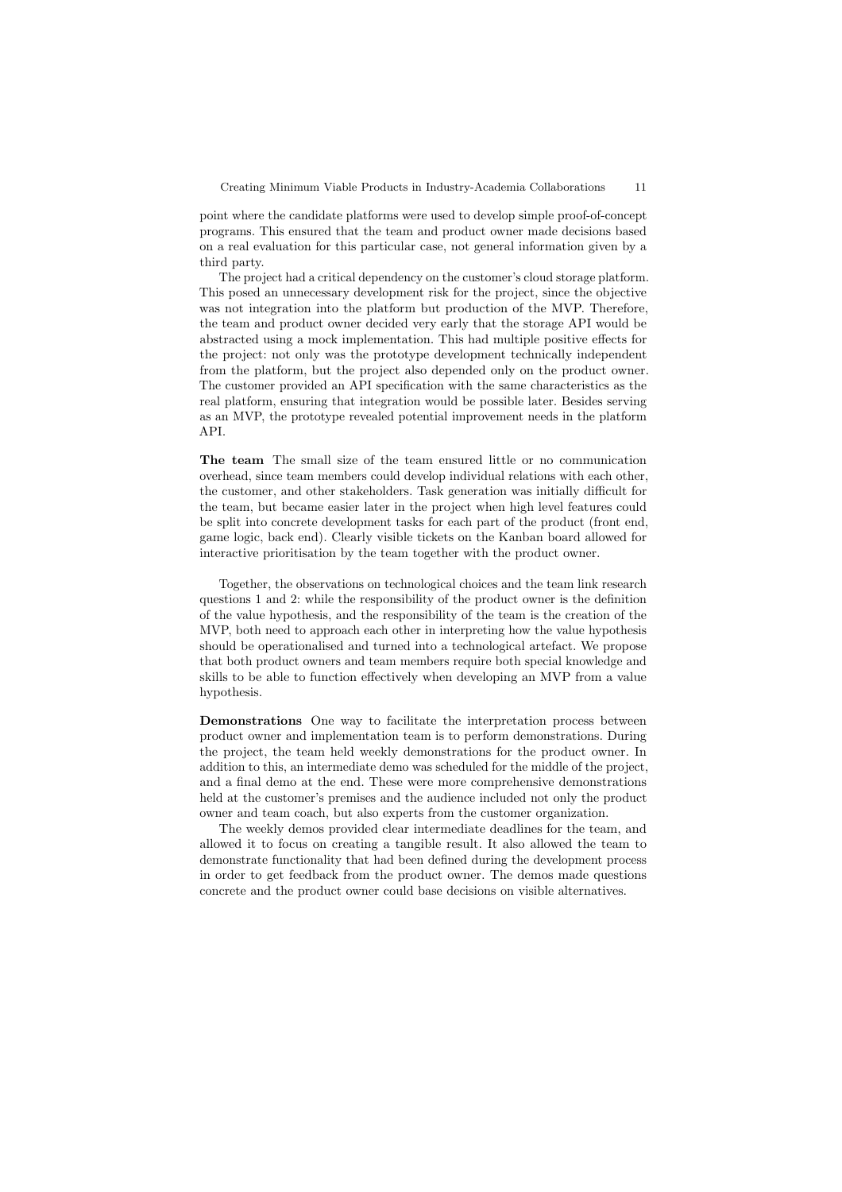point where the candidate platforms were used to develop simple proof-of-concept programs. This ensured that the team and product owner made decisions based on a real evaluation for this particular case, not general information given by a third party.

The project had a critical dependency on the customer's cloud storage platform. This posed an unnecessary development risk for the project, since the objective was not integration into the platform but production of the MVP. Therefore, the team and product owner decided very early that the storage API would be abstracted using a mock implementation. This had multiple positive effects for the project: not only was the prototype development technically independent from the platform, but the project also depended only on the product owner. The customer provided an API specification with the same characteristics as the real platform, ensuring that integration would be possible later. Besides serving as an MVP, the prototype revealed potential improvement needs in the platform API.

**The team** The small size of the team ensured little or no communication overhead, since team members could develop individual relations with each other, the customer, and other stakeholders. Task generation was initially difficult for the team, but became easier later in the project when high level features could be split into concrete development tasks for each part of the product (front end, game logic, back end). Clearly visible tickets on the Kanban board allowed for interactive prioritisation by the team together with the product owner.

Together, the observations on technological choices and the team link research questions 1 and 2: while the responsibility of the product owner is the definition of the value hypothesis, and the responsibility of the team is the creation of the MVP, both need to approach each other in interpreting how the value hypothesis should be operationalised and turned into a technological artefact. We propose that both product owners and team members require both special knowledge and skills to be able to function effectively when developing an MVP from a value hypothesis.

**Demonstrations** One way to facilitate the interpretation process between product owner and implementation team is to perform demonstrations. During the project, the team held weekly demonstrations for the product owner. In addition to this, an intermediate demo was scheduled for the middle of the project, and a final demo at the end. These were more comprehensive demonstrations held at the customer's premises and the audience included not only the product owner and team coach, but also experts from the customer organization.

The weekly demos provided clear intermediate deadlines for the team, and allowed it to focus on creating a tangible result. It also allowed the team to demonstrate functionality that had been defined during the development process in order to get feedback from the product owner. The demos made questions concrete and the product owner could base decisions on visible alternatives.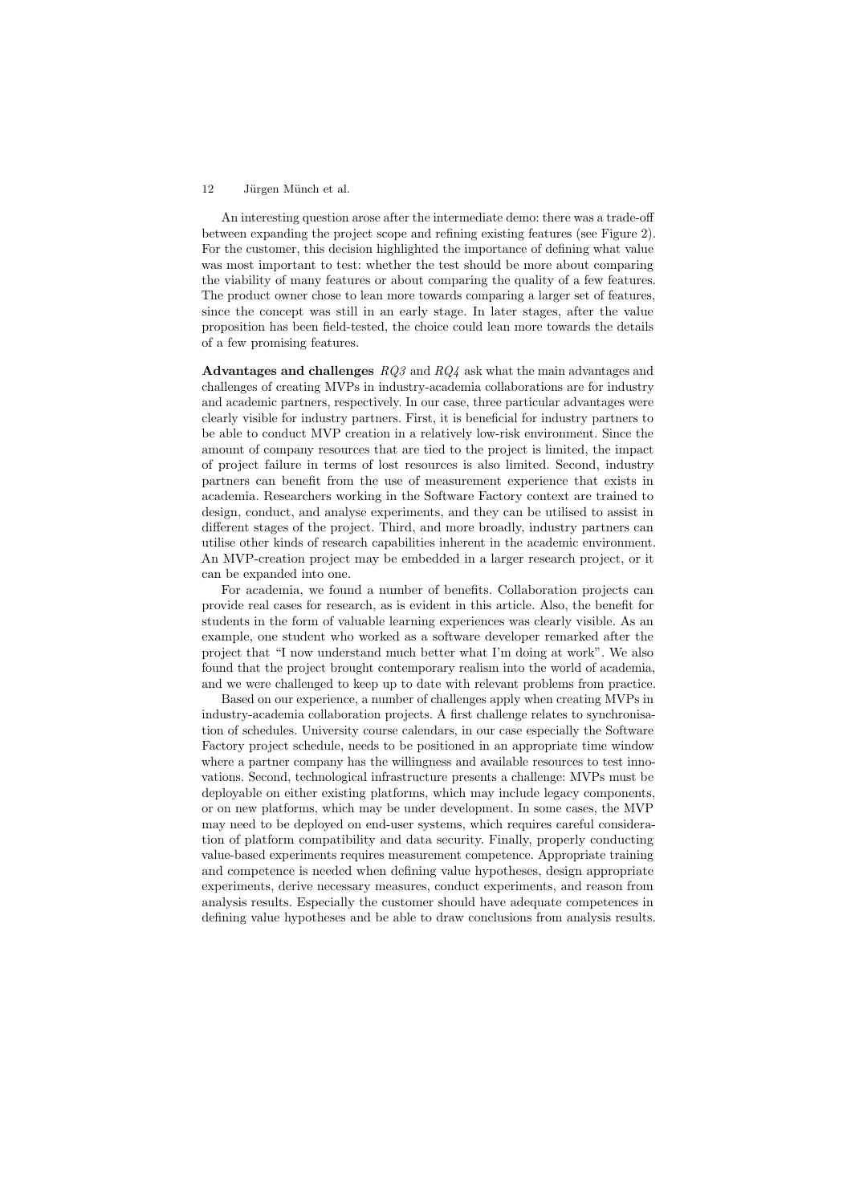An interesting question arose after the intermediate demo: there was a trade-off between expanding the project scope and refining existing features (see Figure 2). For the customer, this decision highlighted the importance of defining what value was most important to test: whether the test should be more about comparing the viability of many features or about comparing the quality of a few features. The product owner chose to lean more towards comparing a larger set of features, since the concept was still in an early stage. In later stages, after the value proposition has been field-tested, the choice could lean more towards the details of a few promising features.

**Advantages and challenges** *RQ3* and *RQ4* ask what the main advantages and challenges of creating MVPs in industry-academia collaborations are for industry and academic partners, respectively. In our case, three particular advantages were clearly visible for industry partners. First, it is beneficial for industry partners to be able to conduct MVP creation in a relatively low-risk environment. Since the amount of company resources that are tied to the project is limited, the impact of project failure in terms of lost resources is also limited. Second, industry partners can benefit from the use of measurement experience that exists in academia. Researchers working in the Software Factory context are trained to design, conduct, and analyse experiments, and they can be utilised to assist in different stages of the project. Third, and more broadly, industry partners can utilise other kinds of research capabilities inherent in the academic environment. An MVP-creation project may be embedded in a larger research project, or it can be expanded into one.

For academia, we found a number of benefits. Collaboration projects can provide real cases for research, as is evident in this article. Also, the benefit for students in the form of valuable learning experiences was clearly visible. As an example, one student who worked as a software developer remarked after the project that "I now understand much better what I'm doing at work". We also found that the project brought contemporary realism into the world of academia, and we were challenged to keep up to date with relevant problems from practice.

Based on our experience, a number of challenges apply when creating MVPs in industry-academia collaboration projects. A first challenge relates to synchronisation of schedules. University course calendars, in our case especially the Software Factory project schedule, needs to be positioned in an appropriate time window where a partner company has the willingness and available resources to test innovations. Second, technological infrastructure presents a challenge: MVPs must be deployable on either existing platforms, which may include legacy components, or on new platforms, which may be under development. In some cases, the MVP may need to be deployed on end-user systems, which requires careful consideration of platform compatibility and data security. Finally, properly conducting value-based experiments requires measurement competence. Appropriate training and competence is needed when defining value hypotheses, design appropriate experiments, derive necessary measures, conduct experiments, and reason from analysis results. Especially the customer should have adequate competences in defining value hypotheses and be able to draw conclusions from analysis results.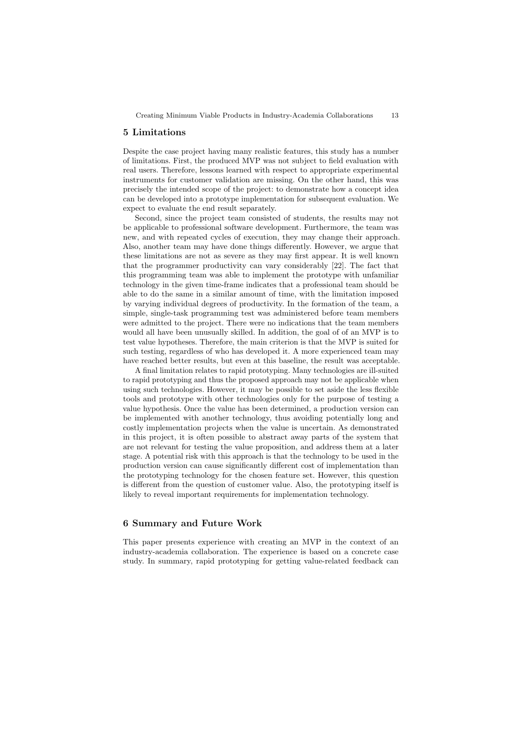## 5 Limitations

Despite the case project having many realistic features, this study has a number of limitations. First, the produced MVP was not subject to field evaluation with real users. Therefore, lessons learned with respect to appropriate experimental instruments for customer validation are missing. On the other hand, this was precisely the intended scope of the project: to demonstrate how a concept idea can be developed into a prototype implementation for subsequent evaluation. We expect to evaluate the end result separately.

Second, since the project team consisted of students, the results may not be applicable to professional software development. Furthermore, the team was new, and with repeated cycles of execution, they may change their approach. Also, another team may have done things differently. However, we argue that these limitations are not as severe as they may first appear. It is well known that the programmer productivity can vary considerably [22]. The fact that this programming team was able to implement the prototype with unfamiliar technology in the given time-frame indicates that a professional team should be able to do the same in a similar amount of time, with the limitation imposed by varying individual degrees of productivity. In the formation of the team, a simple, single-task programming test was administered before team members were admitted to the project. There were no indications that the team members would all have been unusually skilled. In addition, the goal of of an MVP is to test value hypotheses. Therefore, the main criterion is that the MVP is suited for such testing, regardless of who has developed it. A more experienced team may have reached better results, but even at this baseline, the result was acceptable.

A final limitation relates to rapid prototyping. Many technologies are ill-suited to rapid prototyping and thus the proposed approach may not be applicable when using such technologies. However, it may be possible to set aside the less flexible tools and prototype with other technologies only for the purpose of testing a value hypothesis. Once the value has been determined, a production version can be implemented with another technology, thus avoiding potentially long and costly implementation projects when the value is uncertain. As demonstrated in this project, it is often possible to abstract away parts of the system that are not relevant for testing the value proposition, and address them at a later stage. A potential risk with this approach is that the technology to be used in the production version can cause significantly different cost of implementation than the prototyping technology for the chosen feature set. However, this question is different from the question of customer value. Also, the prototyping itself is likely to reveal important requirements for implementation technology.

## 6 Summary and Future Work

This paper presents experience with creating an MVP in the context of an industry-academia collaboration. The experience is based on a concrete case study. In summary, rapid prototyping for getting value-related feedback can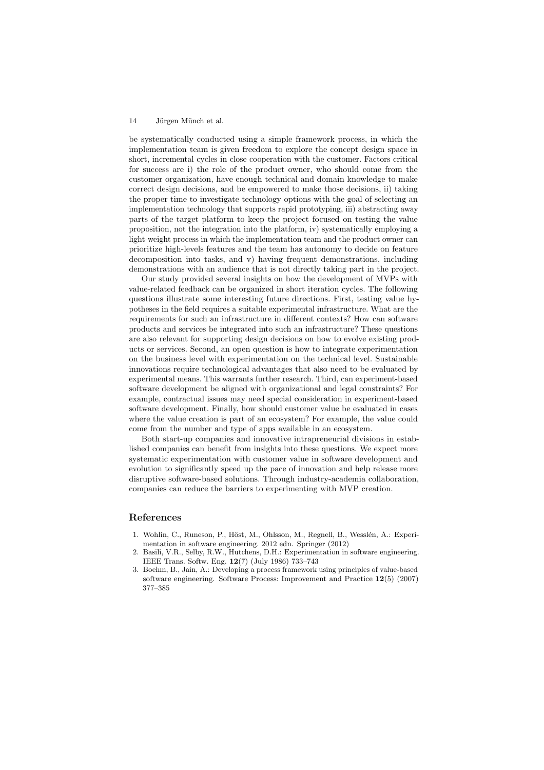be systematically conducted using a simple framework process, in which the implementation team is given freedom to explore the concept design space in short, incremental cycles in close cooperation with the customer. Factors critical for success are i) the role of the product owner, who should come from the customer organization, have enough technical and domain knowledge to make correct design decisions, and be empowered to make those decisions, ii) taking the proper time to investigate technology options with the goal of selecting an implementation technology that supports rapid prototyping, iii) abstracting away parts of the target platform to keep the project focused on testing the value proposition, not the integration into the platform, iv) systematically employing a light-weight process in which the implementation team and the product owner can prioritize high-levels features and the team has autonomy to decide on feature decomposition into tasks, and v) having frequent demonstrations, including demonstrations with an audience that is not directly taking part in the project.

Our study provided several insights on how the development of MVPs with value-related feedback can be organized in short iteration cycles. The following questions illustrate some interesting future directions. First, testing value hypotheses in the field requires a suitable experimental infrastructure. What are the requirements for such an infrastructure in different contexts? How can software products and services be integrated into such an infrastructure? These questions are also relevant for supporting design decisions on how to evolve existing products or services. Second, an open question is how to integrate experimentation on the business level with experimentation on the technical level. Sustainable innovations require technological advantages that also need to be evaluated by experimental means. This warrants further research. Third, can experiment-based software development be aligned with organizational and legal constraints? For example, contractual issues may need special consideration in experiment-based software development. Finally, how should customer value be evaluated in cases where the value creation is part of an ecosystem? For example, the value could come from the number and type of apps available in an ecosystem.

Both start-up companies and innovative intrapreneurial divisions in established companies can benefit from insights into these questions. We expect more systematic experimentation with customer value in software development and evolution to significantly speed up the pace of innovation and help release more disruptive software-based solutions. Through industry-academia collaboration, companies can reduce the barriers to experimenting with MVP creation.

## References

1. Wohlin, C., Runeson, P., Höst, M., Ohlsson, M., Regnell, B., Wesslén, A.: Experimentation in software engineering. 2012 edn. Springer (2012)
2. Basili, V.R., Selby, R.W., Hutchens, D.H.: Experimentation in software engineering. IEEE Trans. Softw. Eng. **12**(7) (July 1986) 733–743
3. Boehm, B., Jain, A.: Developing a process framework using principles of value-based software engineering. Software Process: Improvement and Practice **12**(5) (2007) 377–385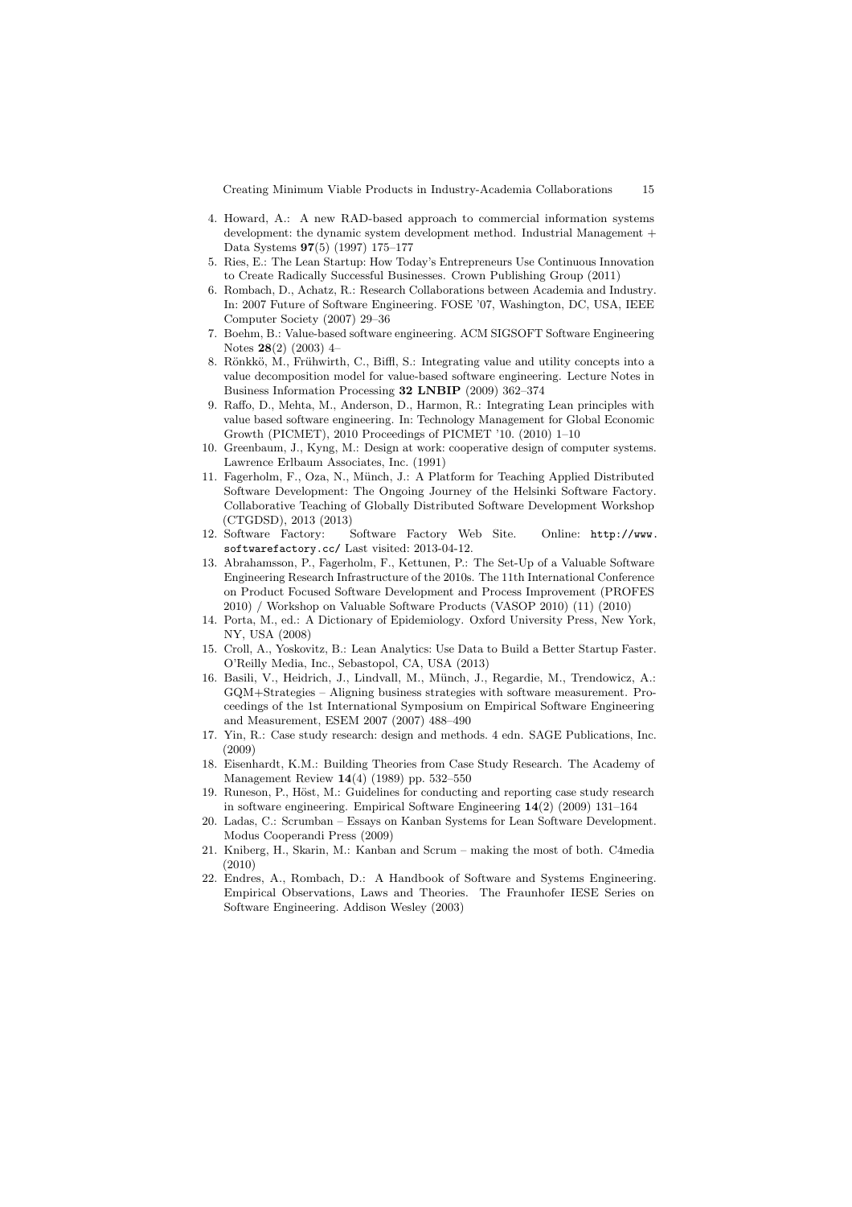4. Howard, A.: A new RAD-based approach to commercial information systems development: the dynamic system development method. Industrial Management + Data Systems **97**(5) (1997) 175–177
5. Ries, E.: The Lean Startup: How Today's Entrepreneurs Use Continuous Innovation to Create Radically Successful Businesses. Crown Publishing Group (2011)
6. Rombach, D., Achatz, R.: Research Collaborations between Academia and Industry. In: 2007 Future of Software Engineering. FOSE '07, Washington, DC, USA, IEEE Computer Society (2007) 29–36
7. Boehm, B.: Value-based software engineering. ACM SIGSOFT Software Engineering Notes **28**(2) (2003) 4–
8. Rönkkö, M., Frühwirth, C., Biffl, S.: Integrating value and utility concepts into a value decomposition model for value-based software engineering. Lecture Notes in Business Information Processing **32 LNBIP** (2009) 362–374
9. Raffo, D., Mehta, M., Anderson, D., Harmon, R.: Integrating Lean principles with value based software engineering. In: Technology Management for Global Economic Growth (PICMET), 2010 Proceedings of PICMET '10. (2010) 1–10
10. Greenbaum, J., Kyng, M.: Design at work: cooperative design of computer systems. Lawrence Erlbaum Associates, Inc. (1991)
11. Fagerholm, F., Oza, N., Münch, J.: A Platform for Teaching Applied Distributed Software Development: The Ongoing Journey of the Helsinki Software Factory. Collaborative Teaching of Globally Distributed Software Development Workshop (CTGDSD), 2013 (2013)
12. Software Factory: Software Factory Web Site. Online: `http://www.softwarefactory.cc/` Last visited: 2013-04-12.
13. Abrahamsson, P., Fagerholm, F., Kettunen, P.: The Set-Up of a Valuable Software Engineering Research Infrastructure of the 2010s. The 11th International Conference on Product Focused Software Development and Process Improvement (PROFES 2010) / Workshop on Valuable Software Products (VASOP 2010) (11) (2010)
14. Porta, M., ed.: A Dictionary of Epidemiology. Oxford University Press, New York, NY, USA (2008)
15. Croll, A., Yoskovitz, B.: Lean Analytics: Use Data to Build a Better Startup Faster. O'Reilly Media, Inc., Sebastopol, CA, USA (2013)
16. Basili, V., Heidrich, J., Lindvall, M., Münch, J., Regardie, M., Trendowicz, A.: GQM+Strategies – Aligning business strategies with software measurement. Proceedings of the 1st International Symposium on Empirical Software Engineering and Measurement, ESEM 2007 (2007) 488–490
17. Yin, R.: Case study research: design and methods. 4 edn. SAGE Publications, Inc. (2009)
18. Eisenhardt, K.M.: Building Theories from Case Study Research. The Academy of Management Review **14**(4) (1989) pp. 532–550
19. Runeson, P., Höst, M.: Guidelines for conducting and reporting case study research in software engineering. Empirical Software Engineering **14**(2) (2009) 131–164
20. Ladas, C.: Scrumban – Essays on Kanban Systems for Lean Software Development. Modus Cooperandi Press (2009)
21. Kniberg, H., Skarin, M.: Kanban and Scrum – making the most of both. C4media (2010)
22. Endres, A., Rombach, D.: A Handbook of Software and Systems Engineering. Empirical Observations, Laws and Theories. The Fraunhofer IESE Series on Software Engineering. Addison Wesley (2003)